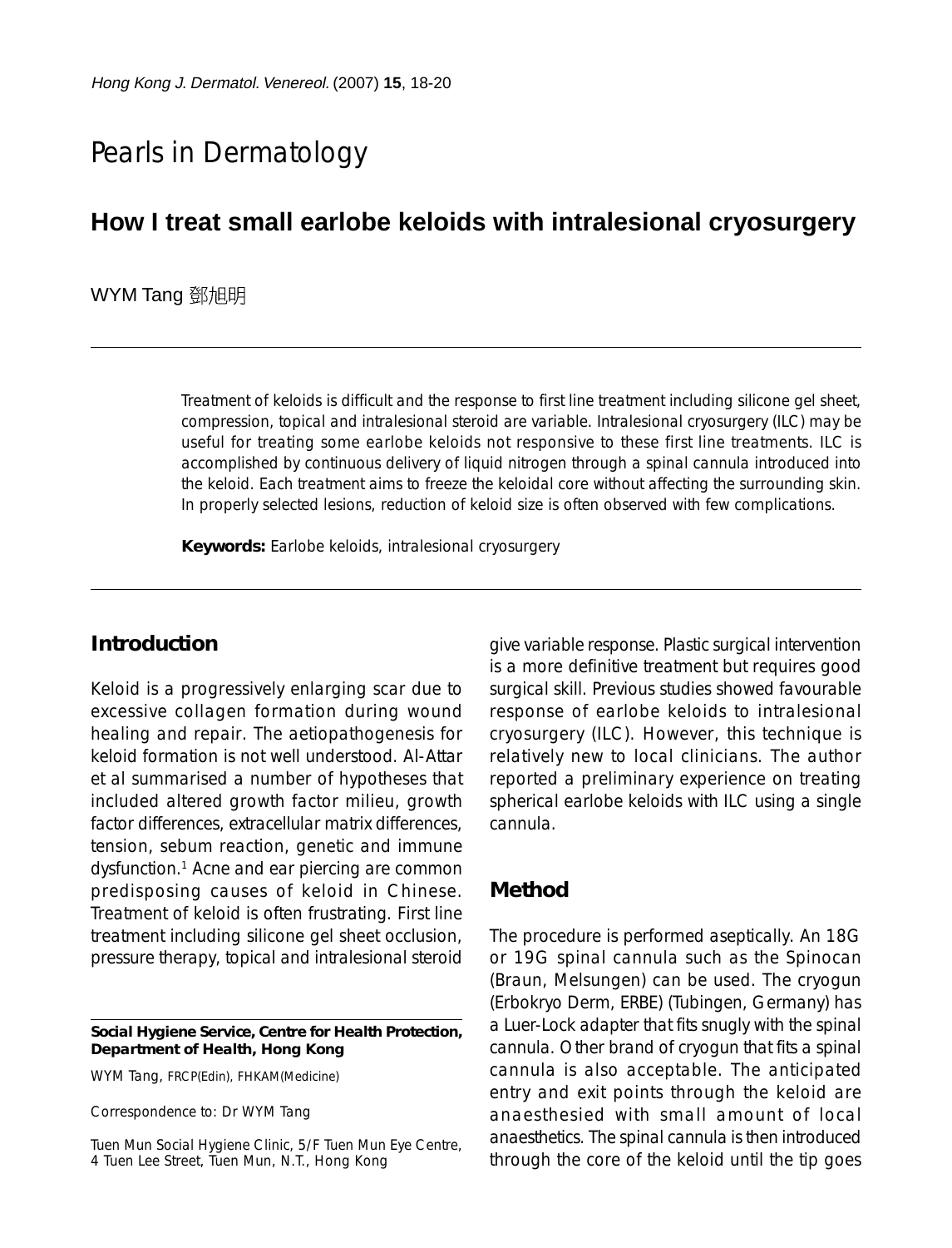Pearls in Dermatology

# How I treat small earlobe keloids with intralesional cryosurgery

WYM Tang 鄧旭明

Treatment of keloids is difficult and the response to first line treatment including silicone gel sheet, compression, topical and intralesional steroid are variable. Intralesional cryosurgery (ILC) may be useful for treating some earlobe keloids not responsive to these first line treatments. ILC is accomplished by continuous delivery of liquid nitrogen through a spinal cannula introduced into the keloid. Each treatment aims to freeze the keloidal core without affecting the surrounding skin. In properly selected lesions, reduction of keloid size is often observed with few complications.

**Keywords:** Earlobe keloids, intralesional cryosurgery

## Introduction

Keloid is a progressively enlarging scar due to excessive collagen formation during wound healing and repair. The aetiopathogenesis for keloid formation is not well understood. Al-Attar et al summarised a number of hypotheses that included altered growth factor milieu, growth factor differences, extracellular matrix differences, tension, sebum reaction, genetic and immune dysfunction.[1] Acne and ear piercing are common predisposing causes of keloid in Chinese. Treatment of keloid is often frustrating. First line treatment including silicone gel sheet occlusion, pressure therapy, topical and intralesional steroid give variable response. Plastic surgical intervention is a more definitive treatment but requires good surgical skill. Previous studies showed favourable response of earlobe keloids to intralesional cryosurgery (ILC). However, this technique is relatively new to local clinicians. The author reported a preliminary experience on treating spherical earlobe keloids with ILC using a single cannula.

## Method

The procedure is performed aseptically. An 18G or 19G spinal cannula such as the Spinocan (Braun, Melsungen) can be used. The cryogun (Erbokryo Derm, ERBE) (Tubingen, Germany) has a Luer-Lock adapter that fits snugly with the spinal cannula. Other brand of cryogun that fits a spinal cannula is also acceptable. The anticipated entry and exit points through the keloid are anaesthesied with small amount of local anaesthetics. The spinal cannula is then introduced through the core of the keloid until the tip goes

**Social Hygiene Service, Centre for Health Protection, Department of Health, Hong Kong**

WYM Tang, FRCP(Edin), FHKAM(Medicine)

Correspondence to: Dr WYM Tang

Tuen Mun Social Hygiene Clinic, 5/F Tuen Mun Eye Centre, 4 Tuen Lee Street, Tuen Mun, N.T., Hong Kong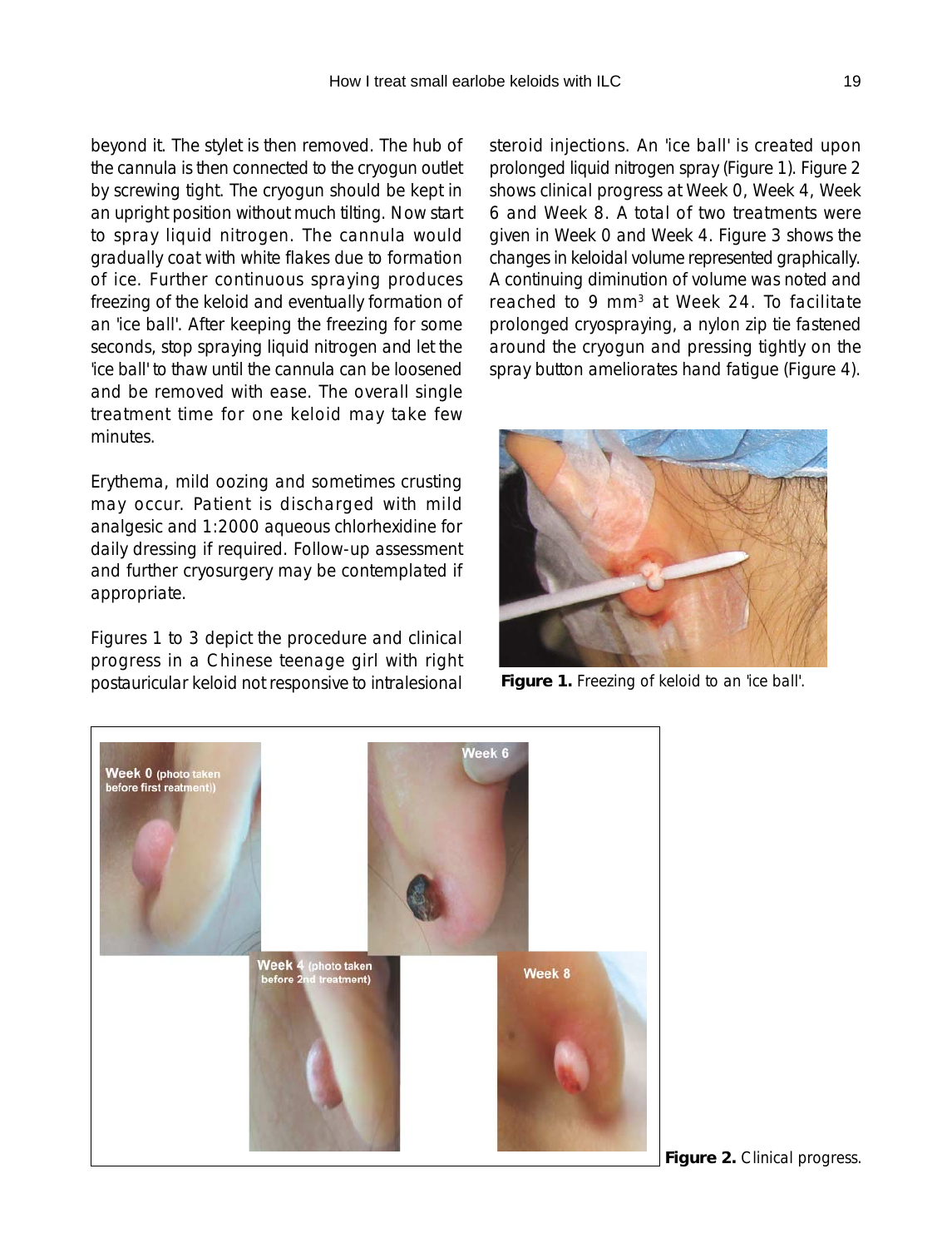beyond it. The stylet is then removed. The hub of the cannula is then connected to the cryogun outlet by screwing tight. The cryogun should be kept in an upright position without much tilting. Now start to spray liquid nitrogen. The cannula would gradually coat with white flakes due to formation of ice. Further continuous spraying produces freezing of the keloid and eventually formation of an 'ice ball'. After keeping the freezing for some seconds, stop spraying liquid nitrogen and let the 'ice ball' to thaw until the cannula can be loosened and be removed with ease. The overall single treatment time for one keloid may take few minutes.

Erythema, mild oozing and sometimes crusting may occur. Patient is discharged with mild analgesic and 1:2000 aqueous chlorhexidine for daily dressing if required. Follow-up assessment and further cryosurgery may be contemplated if appropriate.

Figures 1 to 3 depict the procedure and clinical progress in a Chinese teenage girl with right postauricular keloid not responsive to intralesional steroid injections. An 'ice ball' is created upon prolonged liquid nitrogen spray (Figure 1). Figure 2 shows clinical progress at Week 0, Week 4, Week 6 and Week 8. A total of two treatments were given in Week 0 and Week 4. Figure 3 shows the changes in keloidal volume represented graphically. A continuing diminution of volume was noted and reached to 9 $mm^3$ at Week 24. To facilitate prolonged cryospraying, a nylon zip tie fastened around the cryogun and pressing tightly on the spray button ameliorates hand fatigue (Figure 4).

**Figure 1.** Freezing of keloid to an 'ice ball'.

**Figure 2.** Clinical progress.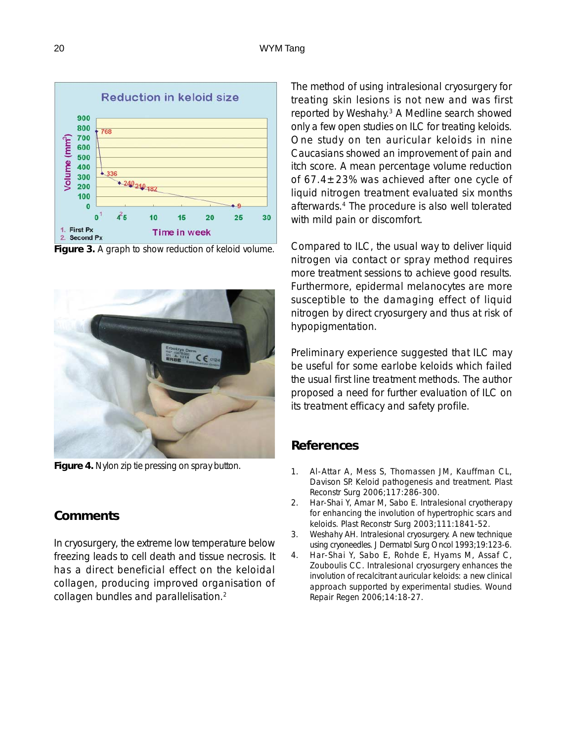Reduction in keloid size

Volume (mm³)

900
800
700
600
500
400
300
200
100
0

768
336
240
210
182
9

0 1
4 2 5
10
15
20
25
30

Time in week

1. First Px
2. Second Px

**Figure 3.** A graph to show reduction of keloid volume.

**Figure 4.** Nylon zip tie pressing on spray button.

## Comments

In cryosurgery, the extreme low temperature below freezing leads to cell death and tissue necrosis. It has a direct beneficial effect on the keloidal collagen, producing improved organisation of collagen bundles and parallelisation.[2]

The method of using intralesional cryosurgery for treating skin lesions is not new and was first reported by Weshahy.[3] A Medline search showed only a few open studies on ILC for treating keloids. One study on ten auricular keloids in nine Caucasians showed an improvement of pain and itch score. A mean percentage volume reduction of 67.4±23% was achieved after one cycle of liquid nitrogen treatment evaluated six months afterwards.[4] The procedure is also well tolerated with mild pain or discomfort.

Compared to ILC, the usual way to deliver liquid nitrogen via contact or spray method requires more treatment sessions to achieve good results. Furthermore, epidermal melanocytes are more susceptible to the damaging effect of liquid nitrogen by direct cryosurgery and thus at risk of hypopigmentation.

Preliminary experience suggested that ILC may be useful for some earlobe keloids which failed the usual first line treatment methods. The author proposed a need for further evaluation of ILC on its treatment efficacy and safety profile.

## References

1. Al-Attar A, Mess S, Thomassen JM, Kauffman CL, Davison SP. Keloid pathogenesis and treatment. Plast Reconstr Surg 2006;117:286-300.
2. Har-Shai Y, Amar M, Sabo E. Intralesional cryotherapy for enhancing the involution of hypertrophic scars and keloids. Plast Reconstr Surg 2003;111:1841-52.
3. Weshahy AH. Intralesional cryosurgery. A new technique using cryoneedles. J Dermatol Surg Oncol 1993;19:123-6.
4. Har-Shai Y, Sabo E, Rohde E, Hyams M, Assaf C, Zouboulis CC. Intralesional cryosurgery enhances the involution of recalcitrant auricular keloids: a new clinical approach supported by experimental studies. Wound Repair Regen 2006;14:18-27.